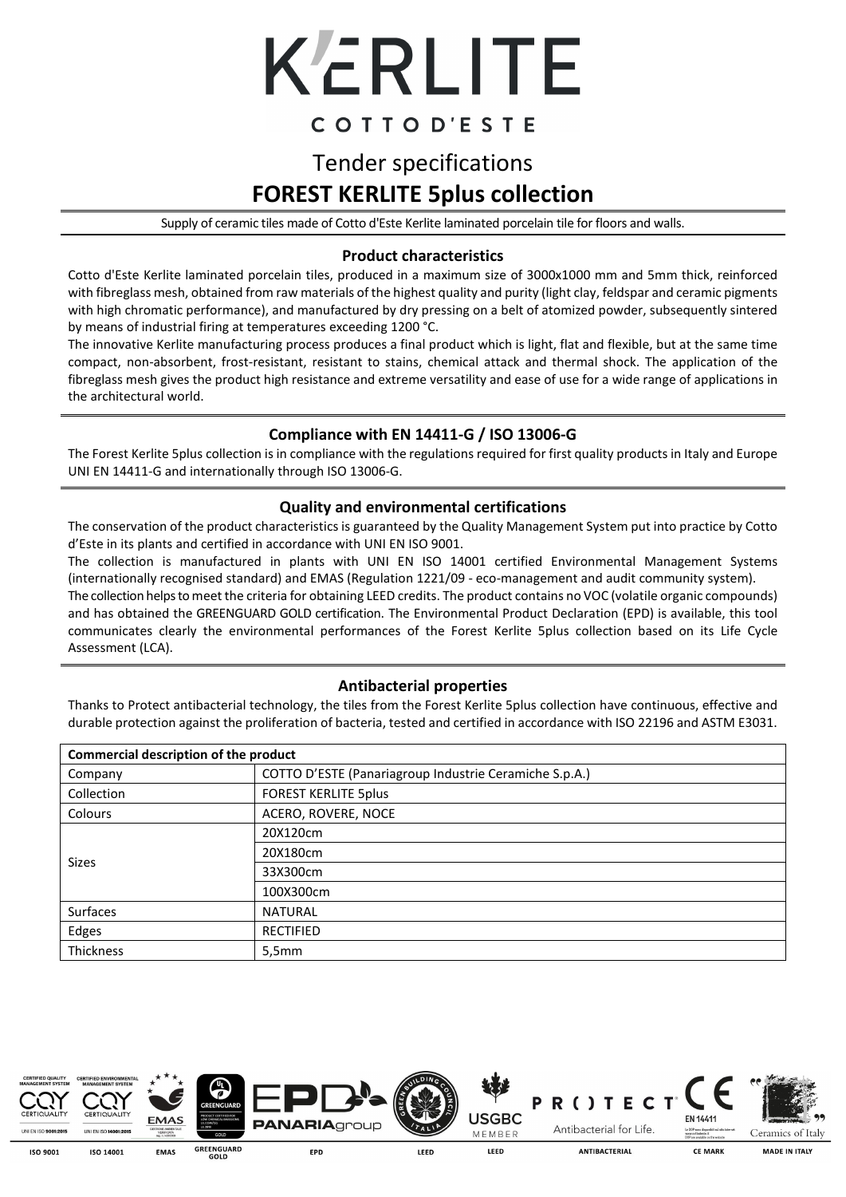# K'ERLITE

COTTO D'ESTE

## Tender specifications

## FOREST KERLITE 5plus collection

Supply of ceramic tiles made of Cotto d'Este Kerlite laminated porcelain tile for floors and walls.

### Product characteristics

Cotto d'Este Kerlite laminated porcelain tiles, produced in a maximum size of 3000x1000 mm and 5mm thick, reinforced with fibreglass mesh, obtained from raw materials of the highest quality and purity (light clay, feldspar and ceramic pigments with high chromatic performance), and manufactured by dry pressing on a belt of atomized powder, subsequently sintered by means of industrial firing at temperatures exceeding 1200 °C.

The innovative Kerlite manufacturing process produces a final product which is light, flat and flexible, but at the same time compact, non-absorbent, frost-resistant, resistant to stains, chemical attack and thermal shock. The application of the fibreglass mesh gives the product high resistance and extreme versatility and ease of use for a wide range of applications in the architectural world.

### Compliance with EN 14411-G / ISO 13006-G

The Forest Kerlite 5plus collection is in compliance with the regulations required for first quality products in Italy and Europe UNI EN 14411-G and internationally through ISO 13006-G.

### Quality and environmental certifications

The conservation of the product characteristics is guaranteed by the Quality Management System put into practice by Cotto d'Este in its plants and certified in accordance with UNI EN ISO 9001.

The collection is manufactured in plants with UNI EN ISO 14001 certified Environmental Management Systems (internationally recognised standard) and EMAS (Regulation 1221/09 - eco-management and audit community system).

The collection helps to meet the criteria for obtaining LEED credits. The product contains no VOC (volatile organic compounds) and has obtained the GREENGUARD GOLD certification. The Environmental Product Declaration (EPD) is available, this tool communicates clearly the environmental performances of the Forest Kerlite 5plus collection based on its Life Cycle Assessment (LCA).

### Antibacterial properties

Thanks to Protect antibacterial technology, the tiles from the Forest Kerlite 5plus collection have continuous, effective and durable protection against the proliferation of bacteria, tested and certified in accordance with ISO 22196 and ASTM E3031.

| Commercial description of the product | |
|---|---|
| Company | COTTO D'ESTE (Panariagroup Industrie Ceramiche S.p.A.) |
| Collection | FOREST KERLITE 5plus |
| Colours | ACERO, ROVERE, NOCE |
| Sizes | 20X120cm |
| | 20X180cm |
| | 33X300cm |
| | 100X300cm |
| Surfaces | NATURAL |
| Edges | RECTIFIED |
| Thickness | 5,5mm |

ISO 9001 | ISO 14001 | EMAS | GREENGUARD GOLD | EPD | LEED | LEED | ANTIBACTERIAL | CE MARK | MADE IN ITALY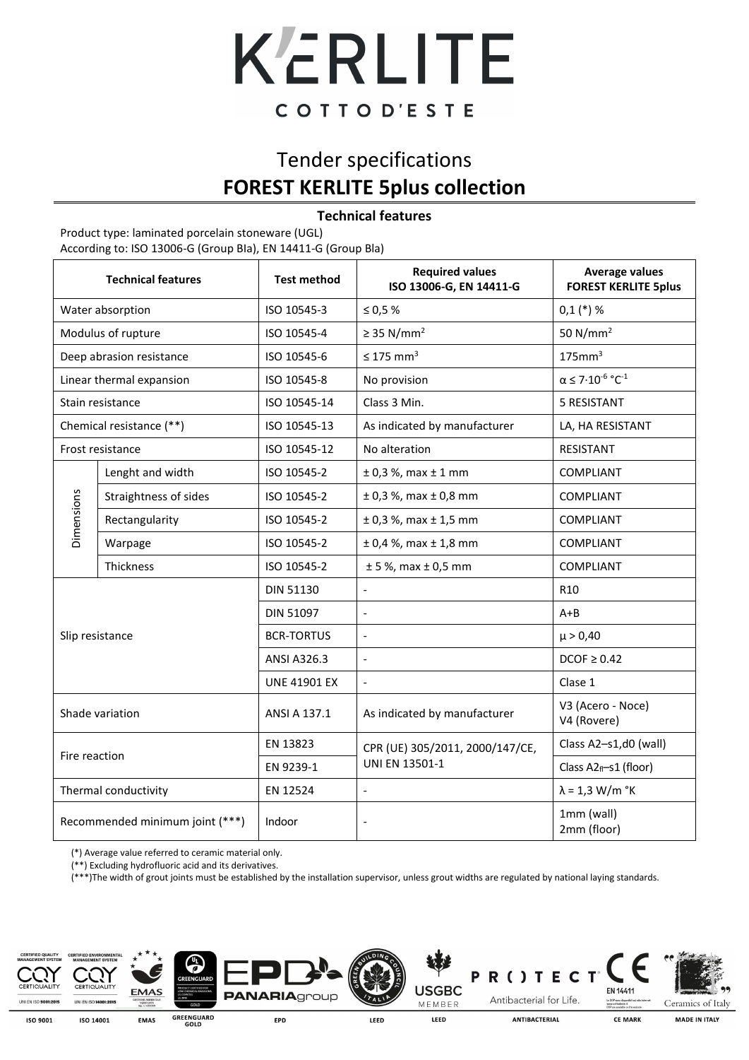# K'ERLITE

COTTO D'ESTE

## Tender specifications

## FOREST KERLITE 5plus collection

### Technical features

Product type: laminated porcelain stoneware (UGL)
According to: ISO 13006-G (Group BIa), EN 14411-G (Group Bla)

| **Technical features** | | **Test method** | **Required values ISO 13006-G, EN 14411-G** | **Average values FOREST KERLITE 5plus** |
|---|---|---|---|---|
| Water absorption | | ISO 10545-3 | ≤ 0,5 % | 0,1 (*) % |
| Modulus of rupture | | ISO 10545-4 | ≥ 35 N/mm$^2$ | 50 N/mm$^2$ |
| Deep abrasion resistance | | ISO 10545-6 | ≤ 175 mm$^3$ | 175mm$^3$ |
| Linear thermal expansion | | ISO 10545-8 | No provision | $\alpha \leq 7 \cdot 10^{-6}$ °C$^{-1}$ |
| Stain resistance | | ISO 10545-14 | Class 3 Min. | 5 RESISTANT |
| Chemical resistance (**) | | ISO 10545-13 | As indicated by manufacturer | LA, HA RESISTANT |
| Frost resistance | | ISO 10545-12 | No alteration | RESISTANT |
| Dimensions | Lenght and width | ISO 10545-2 | ± 0,3 %, max ± 1 mm | COMPLIANT |
| | Straightness of sides | ISO 10545-2 | ± 0,3 %, max ± 0,8 mm | COMPLIANT |
| | Rectangularity | ISO 10545-2 | ± 0,3 %, max ± 1,5 mm | COMPLIANT |
| | Warpage | ISO 10545-2 | ± 0,4 %, max ± 1,8 mm | COMPLIANT |
| | Thickness | ISO 10545-2 | ± 5 %, max ± 0,5 mm | COMPLIANT |
| Slip resistance | | DIN 51130 | - | R10 |
| | | DIN 51097 | - | A+B |
| | | BCR-TORTUS | - | μ > 0,40 |
| | | ANSI A326.3 | - | DCOF ≥ 0.42 |
| | | UNE 41901 EX | - | Clase 1 |
| Shade variation | | ANSI A 137.1 | As indicated by manufacturer | V3 (Acero - Noce) V4 (Rovere) |
| Fire reaction | | EN 13823 | CPR (UE) 305/2011, 2000/147/CE, UNI EN 13501-1 | Class A2–s1,d0 (wall) |
| | | EN 9239-1 | | Class A2$_{fl}$–s1 (floor) |
| Thermal conductivity | | EN 12524 | - | λ = 1,3 W/m °K |
| Recommended minimum joint (***) | | Indoor | - | 1mm (wall) 2mm (floor) |

(*) Average value referred to ceramic material only.
(**) Excluding hydrofluoric acid and its derivatives.
(***)The width of grout joints must be established by the installation supervisor, unless grout widths are regulated by national laying standards.

ISO 9001 | ISO 14001 | EMAS | GREENGUARD GOLD | EPD | LEED | LEED | ANTIBACTERIAL | CE MARK | MADE IN ITALY